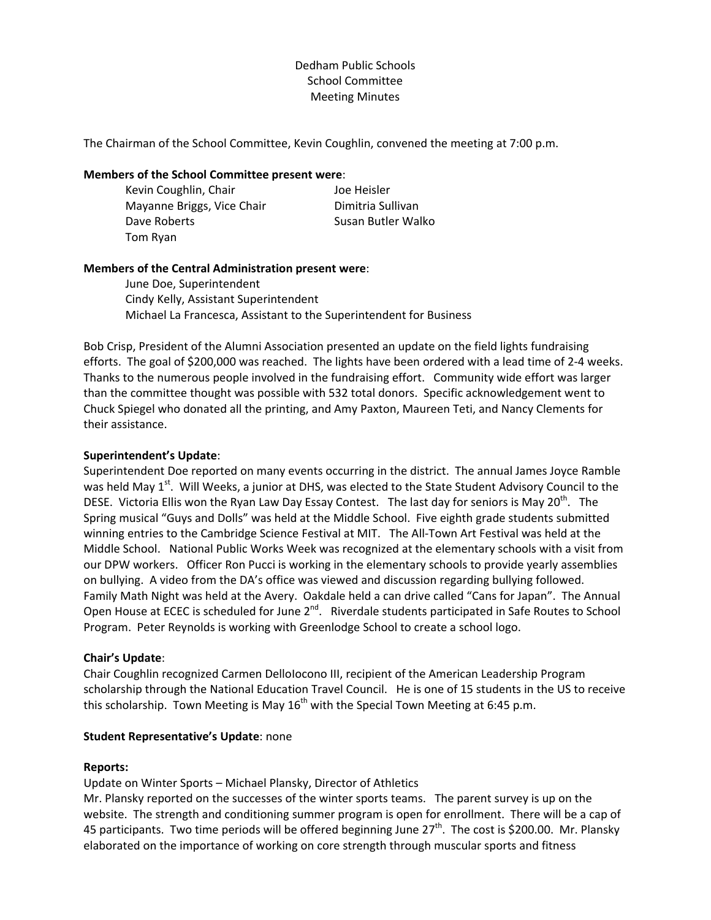Dedham Public Schools
School Committee
Meeting Minutes

The Chairman of the School Committee, Kevin Coughlin, convened the meeting at 7:00 p.m.

**Members of the School Committee present were**:

- Kevin Coughlin, Chair
- Mayanne Briggs, Vice Chair
- Dave Roberts
- Tom Ryan
- Joe Heisler
- Dimitria Sullivan
- Susan Butler Walko

**Members of the Central Administration present were**:

- June Doe, Superintendent
- Cindy Kelly, Assistant Superintendent
- Michael La Francesca, Assistant to the Superintendent for Business

Bob Crisp, President of the Alumni Association presented an update on the field lights fundraising efforts. The goal of $200,000 was reached. The lights have been ordered with a lead time of 2-4 weeks. Thanks to the numerous people involved in the fundraising effort. Community wide effort was larger than the committee thought was possible with 532 total donors. Specific acknowledgement went to Chuck Spiegel who donated all the printing, and Amy Paxton, Maureen Teti, and Nancy Clements for their assistance.

**Superintendent's Update**:
Superintendent Doe reported on many events occurring in the district. The annual James Joyce Ramble was held May 1st. Will Weeks, a junior at DHS, was elected to the State Student Advisory Council to the DESE. Victoria Ellis won the Ryan Law Day Essay Contest. The last day for seniors is May 20th. The Spring musical "Guys and Dolls" was held at the Middle School. Five eighth grade students submitted winning entries to the Cambridge Science Festival at MIT. The All-Town Art Festival was held at the Middle School. National Public Works Week was recognized at the elementary schools with a visit from our DPW workers. Officer Ron Pucci is working in the elementary schools to provide yearly assemblies on bullying. A video from the DA's office was viewed and discussion regarding bullying followed. Family Math Night was held at the Avery. Oakdale held a can drive called "Cans for Japan". The Annual Open House at ECEC is scheduled for June 2nd. Riverdale students participated in Safe Routes to School Program. Peter Reynolds is working with Greenlodge School to create a school logo.

**Chair's Update**:
Chair Coughlin recognized Carmen DelloIocono III, recipient of the American Leadership Program scholarship through the National Education Travel Council. He is one of 15 students in the US to receive this scholarship. Town Meeting is May 16th with the Special Town Meeting at 6:45 p.m.

**Student Representative's Update**: none

**Reports:**
Update on Winter Sports – Michael Plansky, Director of Athletics
Mr. Plansky reported on the successes of the winter sports teams. The parent survey is up on the website. The strength and conditioning summer program is open for enrollment. There will be a cap of 45 participants. Two time periods will be offered beginning June 27th. The cost is $200.00. Mr. Plansky elaborated on the importance of working on core strength through muscular sports and fitness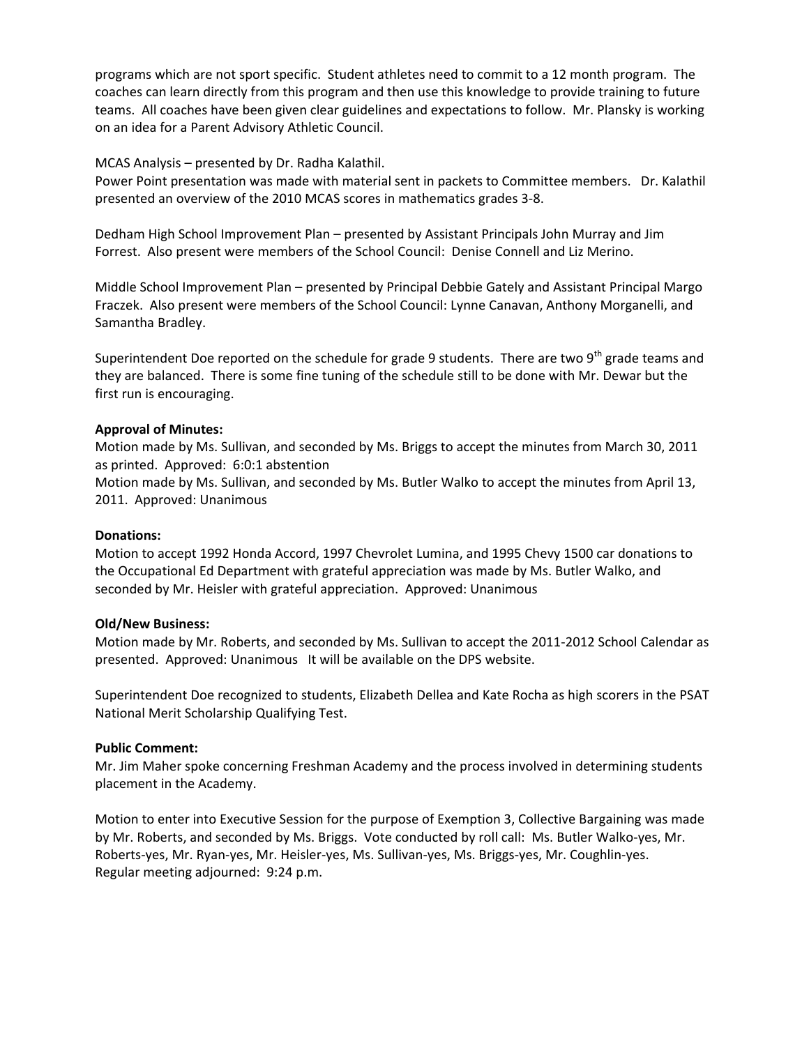programs which are not sport specific. Student athletes need to commit to a 12 month program. The coaches can learn directly from this program and then use this knowledge to provide training to future teams. All coaches have been given clear guidelines and expectations to follow. Mr. Plansky is working on an idea for a Parent Advisory Athletic Council.

MCAS Analysis – presented by Dr. Radha Kalathil.
Power Point presentation was made with material sent in packets to Committee members. Dr. Kalathil presented an overview of the 2010 MCAS scores in mathematics grades 3-8.

Dedham High School Improvement Plan – presented by Assistant Principals John Murray and Jim Forrest. Also present were members of the School Council: Denise Connell and Liz Merino.

Middle School Improvement Plan – presented by Principal Debbie Gately and Assistant Principal Margo Fraczek. Also present were members of the School Council: Lynne Canavan, Anthony Morganelli, and Samantha Bradley.

Superintendent Doe reported on the schedule for grade 9 students. There are two 9th grade teams and they are balanced. There is some fine tuning of the schedule still to be done with Mr. Dewar but the first run is encouraging.

**Approval of Minutes:**
Motion made by Ms. Sullivan, and seconded by Ms. Briggs to accept the minutes from March 30, 2011 as printed. Approved: 6:0:1 abstention
Motion made by Ms. Sullivan, and seconded by Ms. Butler Walko to accept the minutes from April 13, 2011. Approved: Unanimous

**Donations:**
Motion to accept 1992 Honda Accord, 1997 Chevrolet Lumina, and 1995 Chevy 1500 car donations to the Occupational Ed Department with grateful appreciation was made by Ms. Butler Walko, and seconded by Mr. Heisler with grateful appreciation. Approved: Unanimous

**Old/New Business:**
Motion made by Mr. Roberts, and seconded by Ms. Sullivan to accept the 2011-2012 School Calendar as presented. Approved: Unanimous It will be available on the DPS website.

Superintendent Doe recognized to students, Elizabeth Dellea and Kate Rocha as high scorers in the PSAT National Merit Scholarship Qualifying Test.

**Public Comment:**
Mr. Jim Maher spoke concerning Freshman Academy and the process involved in determining students placement in the Academy.

Motion to enter into Executive Session for the purpose of Exemption 3, Collective Bargaining was made by Mr. Roberts, and seconded by Ms. Briggs. Vote conducted by roll call: Ms. Butler Walko-yes, Mr. Roberts-yes, Mr. Ryan-yes, Mr. Heisler-yes, Ms. Sullivan-yes, Ms. Briggs-yes, Mr. Coughlin-yes.
Regular meeting adjourned: 9:24 p.m.